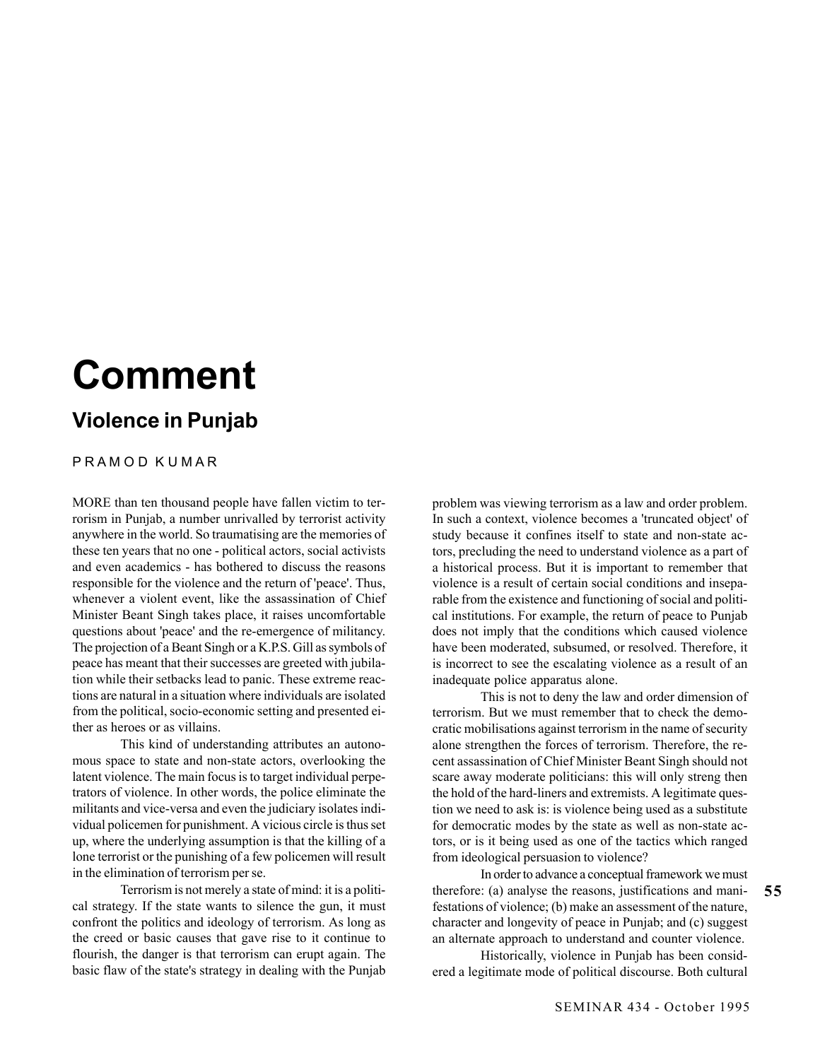# Comment

## Violence in Punjab

PRAMOD KUMAR

MORE than ten thousand people have fallen victim to terrorism in Punjab, a number unrivalled by terrorist activity anywhere in the world. So traumatising are the memories of these ten years that no one - political actors, social activists and even academics - has bothered to discuss the reasons responsible for the violence and the return of 'peace'. Thus, whenever a violent event, like the assassination of Chief Minister Beant Singh takes place, it raises uncomfortable questions about 'peace' and the re-emergence of militancy. The projection of a Beant Singh or a K.P.S. Gill as symbols of peace has meant that their successes are greeted with jubilation while their setbacks lead to panic. These extreme reactions are natural in a situation where individuals are isolated from the political, socio-economic setting and presented either as heroes or as villains.

This kind of understanding attributes an autonomous space to state and non-state actors, overlooking the latent violence. The main focus is to target individual perpetrators of violence. In other words, the police eliminate the militants and vice-versa and even the judiciary isolates individual policemen for punishment. A vicious circle is thus set up, where the underlying assumption is that the killing of a lone terrorist or the punishing of a few policemen will result in the elimination of terrorism per se.

Terrorism is not merely a state of mind: it is a political strategy. If the state wants to silence the gun, it must confront the politics and ideology of terrorism. As long as the creed or basic causes that gave rise to it continue to flourish, the danger is that terrorism can erupt again. The basic flaw of the state's strategy in dealing with the Punjab problem was viewing terrorism as a law and order problem. In such a context, violence becomes a 'truncated object' of study because it confines itself to state and non-state actors, precluding the need to understand violence as a part of a historical process. But it is important to remember that violence is a result of certain social conditions and inseparable from the existence and functioning of social and political institutions. For example, the return of peace to Punjab does not imply that the conditions which caused violence have been moderated, subsumed, or resolved. Therefore, it is incorrect to see the escalating violence as a result of an inadequate police apparatus alone.

This is not to deny the law and order dimension of terrorism. But we must remember that to check the democratic mobilisations against terrorism in the name of security alone strengthen the forces of terrorism. Therefore, the recent assassination of Chief Minister Beant Singh should not scare away moderate politicians: this will only streng then the hold of the hard-liners and extremists. A legitimate question we need to ask is: is violence being used as a substitute for democratic modes by the state as well as non-state actors, or is it being used as one of the tactics which ranged from ideological persuasion to violence?

In order to advance a conceptual framework we must therefore: (a) analyse the reasons, justifications and manifestations of violence; (b) make an assessment of the nature, character and longevity of peace in Punjab; and (c) suggest an alternate approach to understand and counter violence.

Historically, violence in Punjab has been considered a legitimate mode of political discourse. Both cultural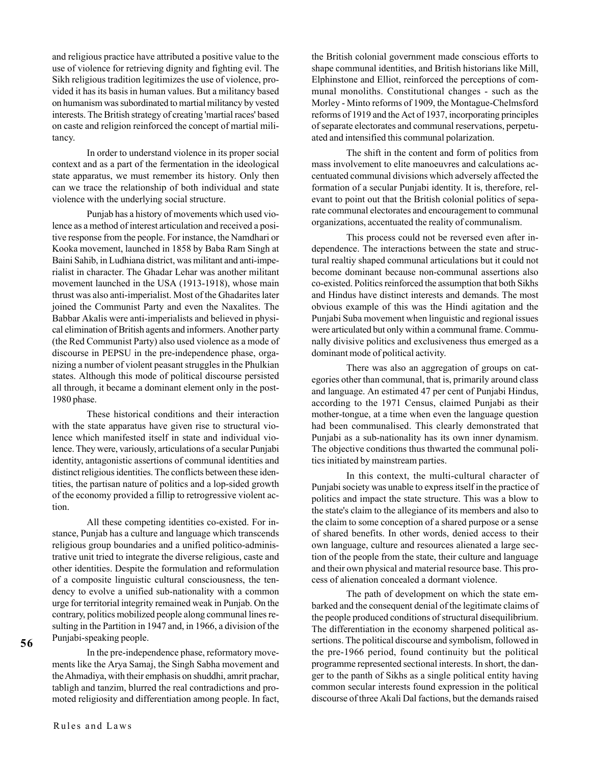and religious practice have attributed a positive value to the use of violence for retrieving dignity and fighting evil. The Sikh religious tradition legitimizes the use of violence, provided it has its basis in human values. But a militancy based on humanism was subordinated to martial militancy by vested interests. The British strategy of creating 'martial races' based on caste and religion reinforced the concept of martial militancy.

In order to understand violence in its proper social context and as a part of the fermentation in the ideological state apparatus, we must remember its history. Only then can we trace the relationship of both individual and state violence with the underlying social structure.

Punjab has a history of movements which used violence as a method of interest articulation and received a positive response from the people. For instance, the Namdhari or Kooka movement, launched in 1858 by Baba Ram Singh at Baini Sahib, in Ludhiana district, was militant and anti-imperialist in character. The Ghadar Lehar was another militant movement launched in the USA (1913-1918), whose main thrust was also anti-imperialist. Most of the Ghadarites later joined the Communist Party and even the Naxalites. The Babbar Akalis were anti-imperialists and believed in physical elimination of British agents and informers. Another party (the Red Communist Party) also used violence as a mode of discourse in PEPSU in the pre-independence phase, organizing a number of violent peasant struggles in the Phulkian states. Although this mode of political discourse persisted all through, it became a dominant element only in the post-1980 phase.

These historical conditions and their interaction with the state apparatus have given rise to structural violence which manifested itself in state and individual violence. They were, variously, articulations of a secular Punjabi identity, antagonistic assertions of communal identities and distinct religious identities. The conflicts between these identities, the partisan nature of politics and a lop-sided growth of the economy provided a fillip to retrogressive violent action.

All these competing identities co-existed. For instance, Punjab has a culture and language which transcends religious group boundaries and a unified politico-administrative unit tried to integrate the diverse religious, caste and other identities. Despite the formulation and reformulation of a composite linguistic cultural consciousness, the tendency to evolve a unified sub-nationality with a common urge for territorial integrity remained weak in Punjab. On the contrary, politics mobilized people along communal lines resulting in the Partition in 1947 and, in 1966, a division of the Punjabi-speaking people.

In the pre-independence phase, reformatory movements like the Arya Samaj, the Singh Sabha movement and the Ahmadiya, with their emphasis on shuddhi, amrit prachar, tabligh and tanzim, blurred the real contradictions and promoted religiosity and differentiation among people. In fact, the British colonial government made conscious efforts to shape communal identities, and British historians like Mill, Elphinstone and Elliot, reinforced the perceptions of communal monoliths. Constitutional changes - such as the Morley - Minto reforms of 1909, the Montague-Chelmsford reforms of 1919 and the Act of 1937, incorporating principles of separate electorates and communal reservations, perpetuated and intensified this communal polarization.

The shift in the content and form of politics from mass involvement to elite manoeuvres and calculations accentuated communal divisions which adversely affected the formation of a secular Punjabi identity. It is, therefore, relevant to point out that the British colonial politics of separate communal electorates and encouragement to communal organizations, accentuated the reality of communalism.

This process could not be reversed even after independence. The interactions between the state and structural realtiy shaped communal articulations but it could not become dominant because non-communal assertions also co-existed. Politics reinforced the assumption that both Sikhs and Hindus have distinct interests and demands. The most obvious example of this was the Hindi agitation and the Punjabi Suba movement when linguistic and regional issues were articulated but only within a communal frame. Communally divisive politics and exclusiveness thus emerged as a dominant mode of political activity.

There was also an aggregation of groups on categories other than communal, that is, primarily around class and language. An estimated 47 per cent of Punjabi Hindus, according to the 1971 Census, claimed Punjabi as their mother-tongue, at a time when even the language question had been communalised. This clearly demonstrated that Punjabi as a sub-nationality has its own inner dynamism. The objective conditions thus thwarted the communal politics initiated by mainstream parties.

In this context, the multi-cultural character of Punjabi society was unable to express itself in the practice of politics and impact the state structure. This was a blow to the state's claim to the allegiance of its members and also to the claim to some conception of a shared purpose or a sense of shared benefits. In other words, denied access to their own language, culture and resources alienated a large section of the people from the state, their culture and language and their own physical and material resource base. This process of alienation concealed a dormant violence.

The path of development on which the state embarked and the consequent denial of the legitimate claims of the people produced conditions of structural disequilibrium. The differentiation in the economy sharpened political assertions. The political discourse and symbolism, followed in the pre-1966 period, found continuity but the political programme represented sectional interests. In short, the danger to the panth of Sikhs as a single political entity having common secular interests found expression in the political discourse of three Akali Dal factions, but the demands raised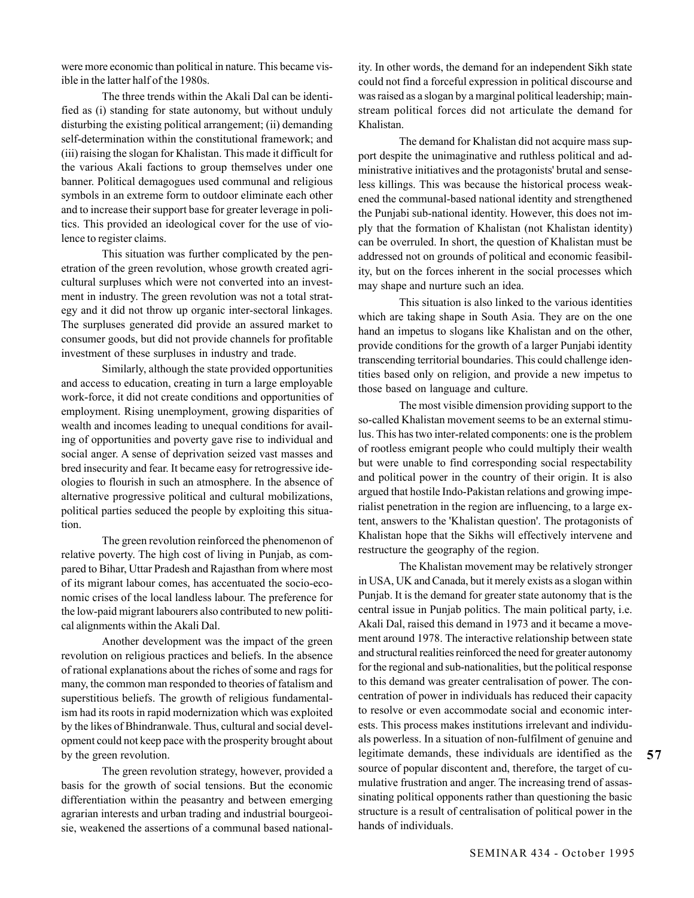were more economic than political in nature. This became visible in the latter half of the 1980s.

The three trends within the Akali Dal can be identified as (i) standing for state autonomy, but without unduly disturbing the existing political arrangement; (ii) demanding self-determination within the constitutional framework; and (iii) raising the slogan for Khalistan. This made it difficult for the various Akali factions to group themselves under one banner. Political demagogues used communal and religious symbols in an extreme form to outdoor eliminate each other and to increase their support base for greater leverage in politics. This provided an ideological cover for the use of violence to register claims.

This situation was further complicated by the penetration of the green revolution, whose growth created agricultural surpluses which were not converted into an investment in industry. The green revolution was not a total strategy and it did not throw up organic inter-sectoral linkages. The surpluses generated did provide an assured market to consumer goods, but did not provide channels for profitable investment of these surpluses in industry and trade.

Similarly, although the state provided opportunities and access to education, creating in turn a large employable work-force, it did not create conditions and opportunities of employment. Rising unemployment, growing disparities of wealth and incomes leading to unequal conditions for availing of opportunities and poverty gave rise to individual and social anger. A sense of deprivation seized vast masses and bred insecurity and fear. It became easy for retrogressive ideologies to flourish in such an atmosphere. In the absence of alternative progressive political and cultural mobilizations, political parties seduced the people by exploiting this situation.

The green revolution reinforced the phenomenon of relative poverty. The high cost of living in Punjab, as compared to Bihar, Uttar Pradesh and Rajasthan from where most of its migrant labour comes, has accentuated the socio-economic crises of the local landless labour. The preference for the low-paid migrant labourers also contributed to new political alignments within the Akali Dal.

Another development was the impact of the green revolution on religious practices and beliefs. In the absence of rational explanations about the riches of some and rags for many, the common man responded to theories of fatalism and superstitious beliefs. The growth of religious fundamentalism had its roots in rapid modernization which was exploited by the likes of Bhindranwale. Thus, cultural and social development could not keep pace with the prosperity brought about by the green revolution.

The green revolution strategy, however, provided a basis for the growth of social tensions. But the economic differentiation within the peasantry and between emerging agrarian interests and urban trading and industrial bourgeoisie, weakened the assertions of a communal based nationality. In other words, the demand for an independent Sikh state could not find a forceful expression in political discourse and was raised as a slogan by a marginal political leadership; mainstream political forces did not articulate the demand for Khalistan.

The demand for Khalistan did not acquire mass support despite the unimaginative and ruthless political and administrative initiatives and the protagonists' brutal and senseless killings. This was because the historical process weakened the communal-based national identity and strengthened the Punjabi sub-national identity. However, this does not imply that the formation of Khalistan (not Khalistan identity) can be overruled. In short, the question of Khalistan must be addressed not on grounds of political and economic feasibility, but on the forces inherent in the social processes which may shape and nurture such an idea.

This situation is also linked to the various identities which are taking shape in South Asia. They are on the one hand an impetus to slogans like Khalistan and on the other, provide conditions for the growth of a larger Punjabi identity transcending territorial boundaries. This could challenge identities based only on religion, and provide a new impetus to those based on language and culture.

The most visible dimension providing support to the so-called Khalistan movement seems to be an external stimulus. This has two inter-related components: one is the problem of rootless emigrant people who could multiply their wealth but were unable to find corresponding social respectability and political power in the country of their origin. It is also argued that hostile Indo-Pakistan relations and growing imperialist penetration in the region are influencing, to a large extent, answers to the 'Khalistan question'. The protagonists of Khalistan hope that the Sikhs will effectively intervene and restructure the geography of the region.

The Khalistan movement may be relatively stronger in USA, UK and Canada, but it merely exists as a slogan within Punjab. It is the demand for greater state autonomy that is the central issue in Punjab politics. The main political party, i.e. Akali Dal, raised this demand in 1973 and it became a movement around 1978. The interactive relationship between state and structural realities reinforced the need for greater autonomy for the regional and sub-nationalities, but the political response to this demand was greater centralisation of power. The concentration of power in individuals has reduced their capacity to resolve or even accommodate social and economic interests. This process makes institutions irrelevant and individuals powerless. In a situation of non-fulfilment of genuine and legitimate demands, these individuals are identified as the source of popular discontent and, therefore, the target of cumulative frustration and anger. The increasing trend of assassinating political opponents rather than questioning the basic structure is a result of centralisation of political power in the hands of individuals.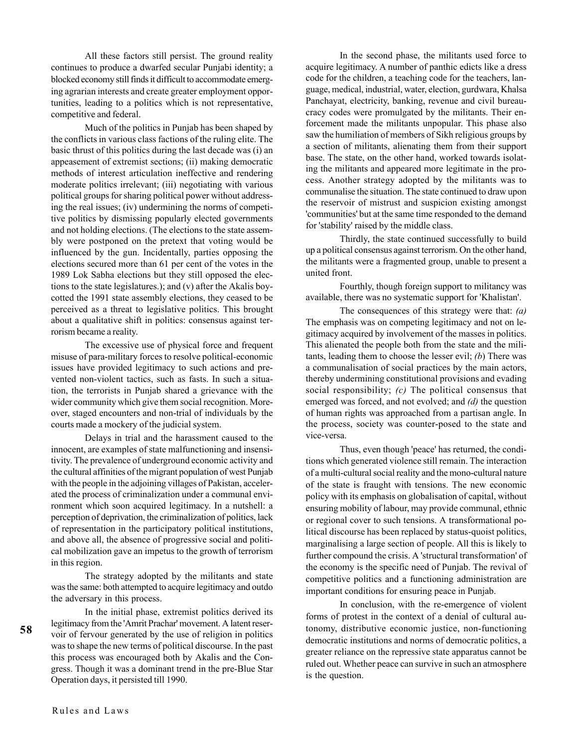All these factors still persist. The ground reality continues to produce a dwarfed secular Punjabi identity; a blocked economy still finds it difficult to accommodate emerging agrarian interests and create greater employment opportunities, leading to a politics which is not representative, competitive and federal.

Much of the politics in Punjab has been shaped by the conflicts in various class factions of the ruling elite. The basic thrust of this politics during the last decade was (i) an appeasement of extremist sections; (ii) making democratic methods of interest articulation ineffective and rendering moderate politics irrelevant; (iii) negotiating with various political groups for sharing political power without addressing the real issues; (iv) undermining the norms of competitive politics by dismissing popularly elected governments and not holding elections. (The elections to the state assembly were postponed on the pretext that voting would be influenced by the gun. Incidentally, parties opposing the elections secured more than 61 per cent of the votes in the 1989 Lok Sabha elections but they still opposed the elections to the state legislatures.); and (v) after the Akalis boycotted the 1991 state assembly elections, they ceased to be perceived as a threat to legislative politics. This brought about a qualitative shift in politics: consensus against terrorism became a reality.

The excessive use of physical force and frequent misuse of para-military forces to resolve political-economic issues have provided legitimacy to such actions and prevented non-violent tactics, such as fasts. In such a situation, the terrorists in Punjab shared a grievance with the wider community which give them social recognition. Moreover, staged encounters and non-trial of individuals by the courts made a mockery of the judicial system.

Delays in trial and the harassment caused to the innocent, are examples of state malfunctioning and insensitivity. The prevalence of underground economic activity and the cultural affinities of the migrant population of west Punjab with the people in the adjoining villages of Pakistan, accelerated the process of criminalization under a communal environment which soon acquired legitimacy. In a nutshell: a perception of deprivation, the criminalization of politics, lack of representation in the participatory political institutions, and above all, the absence of progressive social and political mobilization gave an impetus to the growth of terrorism in this region.

The strategy adopted by the militants and state was the same: both attempted to acquire legitimacy and outdo the adversary in this process.

In the initial phase, extremist politics derived its legitimacy from the 'Amrit Prachar' movement. A latent reservoir of fervour generated by the use of religion in politics was to shape the new terms of political discourse. In the past this process was encouraged both by Akalis and the Congress. Though it was a dominant trend in the pre-Blue Star Operation days, it persisted till 1990.

In the second phase, the militants used force to acquire legitimacy. A number of panthic edicts like a dress code for the children, a teaching code for the teachers, language, medical, industrial, water, election, gurdwara, Khalsa Panchayat, electricity, banking, revenue and civil bureaucracy codes were promulgated by the militants. Their enforcement made the militants unpopular. This phase also saw the humiliation of members of Sikh religious groups by a section of militants, alienating them from their support base. The state, on the other hand, worked towards isolating the militants and appeared more legitimate in the process. Another strategy adopted by the militants was to communalise the situation. The state continued to draw upon the reservoir of mistrust and suspicion existing amongst 'communities' but at the same time responded to the demand for 'stability' raised by the middle class.

Thirdly, the state continued successfully to build up a political consensus against terrorism. On the other hand, the militants were a fragmented group, unable to present a united front.

Fourthly, though foreign support to militancy was available, there was no systematic support for 'Khalistan'.

The consequences of this strategy were that: *(a)* The emphasis was on competing legitimacy and not on legitimacy acquired by involvement of the masses in politics. This alienated the people both from the state and the militants, leading them to choose the lesser evil; *(b)* There was a communalisation of social practices by the main actors, thereby undermining constitutional provisions and evading social responsibility; *(c)* The political consensus that emerged was forced, and not evolved; and *(d)* the question of human rights was approached from a partisan angle. In the process, society was counter-posed to the state and vice-versa.

Thus, even though 'peace' has returned, the conditions which generated violence still remain. The interaction of a multi-cultural social reality and the mono-cultural nature of the state is fraught with tensions. The new economic policy with its emphasis on globalisation of capital, without ensuring mobility of labour, may provide communal, ethnic or regional cover to such tensions. A transformational political discourse has been replaced by status-quoist politics, marginalising a large section of people. All this is likely to further compound the crisis. A 'structural transformation' of the economy is the specific need of Punjab. The revival of competitive politics and a functioning administration are important conditions for ensuring peace in Punjab.

In conclusion, with the re-emergence of violent forms of protest in the context of a denial of cultural autonomy, distributive economic justice, non-functioning democratic institutions and norms of democratic politics, a greater reliance on the repressive state apparatus cannot be ruled out. Whether peace can survive in such an atmosphere is the question.